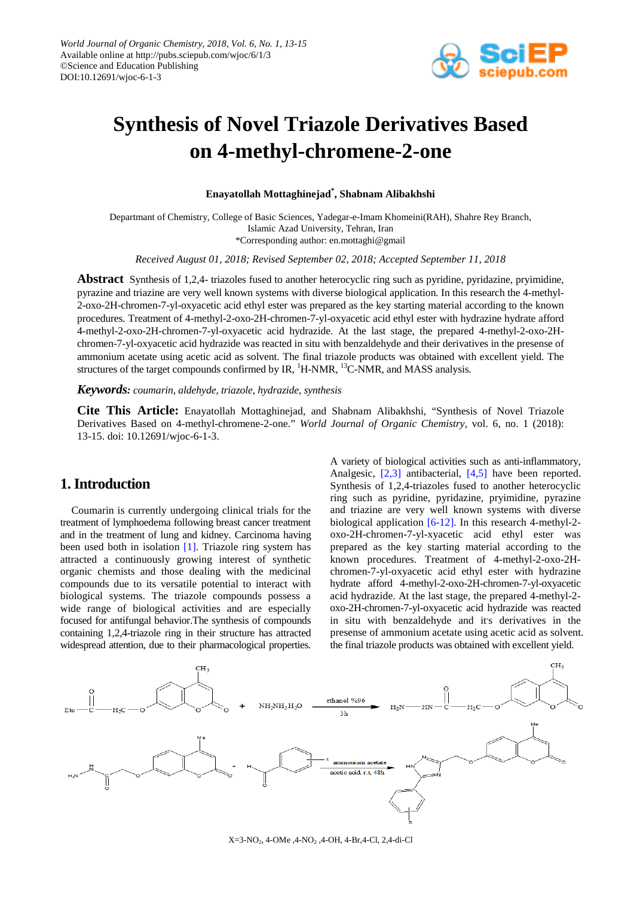# Synthesis of Novel Triazole Derivatives Based on 4-methyl-chromene-2-one

**Enayatollah Mottaghinejad*, Shabnam Alibakhshi**

Departmant of Chemistry, College of Basic Sciences, Yadegar-e-Imam Khomeini(RAH), Shahre Rey Branch, Islamic Azad University, Tehran, Iran
*Corresponding author: en.mottaghi@gmail

*Received August 01, 2018; Revised September 02, 2018; Accepted September 11, 2018*

**Abstract** Synthesis of 1,2,4- triazoles fused to another heterocyclic ring such as pyridine, pyridazine, pryimidine, pyrazine and triazine are very well known systems with diverse biological application. In this research the 4-methyl-2-oxo-2H-chromen-7-yl-oxyacetic acid ethyl ester was prepared as the key starting material according to the known procedures. Treatment of 4-methyl-2-oxo-2H-chromen-7-yl-oxyacetic acid ethyl ester with hydrazine hydrate afford 4-methyl-2-oxo-2H-chromen-7-yl-oxyacetic acid hydrazide. At the last stage, the prepared 4-methyl-2-oxo-2H-chromen-7-yl-oxyacetic acid hydrazide was reacted in situ with benzaldehyde and their derivatives in the presense of ammonium acetate using acetic acid as solvent. The final triazole products was obtained with excellent yield. The structures of the target compounds confirmed by IR, $^1$H-NMR, $^{13}$C-NMR, and MASS analysis.

***Keywords:*** *coumarin, aldehyde, triazole, hydrazide, synthesis*

**Cite This Article:** Enayatollah Mottaghinejad, and Shabnam Alibakhshi, "Synthesis of Novel Triazole Derivatives Based on 4-methyl-chromene-2-one." *World Journal of Organic Chemistry*, vol. 6, no. 1 (2018): 13-15. doi: 10.12691/wjoc-6-1-3.

## 1. Introduction

Coumarin is currently undergoing clinical trials for the treatment of lymphoedema following breast cancer treatment and in the treatment of lung and kidney. Carcinoma having been used both in isolation [1]. Triazole ring system has attracted a continuously growing interest of synthetic organic chemists and those dealing with the medicinal compounds due to its versatile potential to interact with biological systems. The triazole compounds possess a wide range of biological activities and are especially focused for antifungal behavior.The synthesis of compounds containing 1,2,4-triazole ring in their structure has attracted widespread attention, due to their pharmacological properties. A variety of biological activities such as anti-inflammatory, Analgesic, [2,3] antibacterial, [4,5] have been reported. Synthesis of 1,2,4-triazoles fused to another heterocyclic ring such as pyridine, pyridazine, pryimidine, pyrazine and triazine are very well known systems with diverse biological application [6-12]. In this research 4-methyl-2-oxo-2H-chromen-7-yl-xyacetic acid ethyl ester was prepared as the key starting material according to the known procedures. Treatment of 4-methyl-2-oxo-2H-chromen-7-yl-oxyacetic acid ethyl ester with hydrazine hydrate afford 4-methyl-2-oxo-2H-chromen-7-yl-oxyacetic acid hydrazide. At the last stage, the prepared 4-methyl-2-oxo-2H-chromen-7-yl-oxyacetic acid hydrazide was reacted in situ with benzaldehyde and it's derivatives in the presense of ammonium acetate using acetic acid as solvent. the final triazole products was obtained with excellent yield.

X=3-NO$_2$, 4-OMe ,4-NO$_2$ ,4-OH, 4-Br,4-Cl, 2,4-di-Cl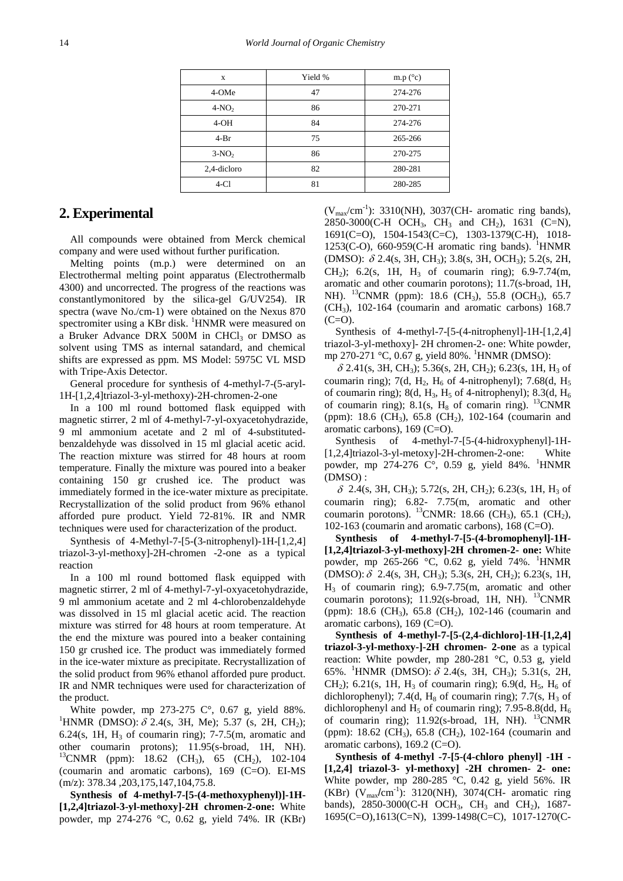| x | Yield % | m.p (°c) |
|---|---|---|
| 4-OMe | 47 | 274-276 |
| 4-$NO_2$ | 86 | 270-271 |
| 4-OH | 84 | 274-276 |
| 4-Br | 75 | 265-266 |
| 3-$NO_2$ | 86 | 270-275 |
| 2,4-dicloro | 82 | 280-281 |
| 4-Cl | 81 | 280-285 |

## 2. Experimental

All compounds were obtained from Merck chemical company and were used without further purification.

Melting points (m.p.) were determined on an Electrothermal melting point apparatus (Electrothermalb 4300) and uncorrected. The progress of the reactions was constantlymonitored by the silica-gel G/UV254). IR spectra (wave No./cm-1) were obtained on the Nexus 870 spectromiter using a KBr disk. $^1$HNMR were measured on a Bruker Advance DRX 500M in $CHCl_3$ or DMSO as solvent using TMS as internal satandard, and chemical shifts are expressed as ppm. MS Model: 5975C VL MSD with Tripe-Axis Detector.

General procedure for synthesis of 4-methyl-7-(5-aryl-1H-[1,2,4]triazol-3-yl-methoxy)-2H-chromen-2-one

In a 100 ml round bottomed flask equipped with magnetic stirrer, 2 ml of 4-methyl-7-yl-oxyacetohydrazide, 9 ml ammonium acetate and 2 ml of 4-substituted-benzaldehyde was dissolved in 15 ml glacial acetic acid. The reaction mixture was stirred for 48 hours at room temperature. Finally the mixture was poured into a beaker containing 150 gr crushed ice. The product was immediately formed in the ice-water mixture as precipitate. Recrystallization of the solid product from 96% ethanol afforded pure product. Yield 72-81%. IR and NMR techniques were used for characterization of the product.

Synthesis of 4-Methyl-7-[5-(3-nitrophenyl)-1H-[1,2,4] triazol-3-yl-methoxy]-2H-chromen -2-one as a typical reaction

In a 100 ml round bottomed flask equipped with magnetic stirrer, 2 ml of 4-methyl-7-yl-oxyacetohydrazide, 9 ml ammonium acetate and 2 ml 4-chlorobenzaldehyde was dissolved in 15 ml glacial acetic acid. The reaction mixture was stirred for 48 hours at room temperature. At the end the mixture was poured into a beaker containing 150 gr crushed ice. The product was immediately formed in the ice-water mixture as precipitate. Recrystallization of the solid product from 96% ethanol afforded pure product. IR and NMR techniques were used for characterization of the product.

White powder, mp 273-275 C°, 0.67 g, yield 88%. $^1$HNMR (DMSO): $\delta$ 2.4(s, 3H, Me); 5.37 (s, 2H, $CH_2$); 6.24(s, 1H, $H_3$ of coumarin ring); 7-7.5(m, aromatic and other coumarin protons); 11.95(s-broad, 1H, NH). $^{13}$CNMR (ppm): 18.62 ($CH_3$), 65 ($CH_2$), 102-104 (coumarin and aromatic carbons), 169 (C=O). EI-MS (m/z): 378.34 ,203,175,147,104,75.8.

**Synthesis of 4-methyl-7-[5-(4-methoxyphenyl)]-1H-[1,2,4]triazol-3-yl-methoxy]-2H chromen-2-one:** White powder, mp 274-276 °C, 0.62 g, yield 74%. IR (KBr) ($V_{max}$/cm$^{-1}$): 3310(NH), 3037(CH- aromatic ring bands), 2850-3000(C-H $OCH_3$, $CH_3$ and $CH_2$), 1631 (C=N), 1691(C=O), 1504-1543(C=C), 1303-1379(C-H), 1018-1253(C-O), 660-959(C-H aromatic ring bands). $^1$HNMR (DMSO): $\delta$ 2.4(s, 3H, $CH_3$); 3.8(s, 3H, $OCH_3$); 5.2(s, 2H, $CH_2$); 6.2(s, 1H, $H_3$ of coumarin ring); 6.9-7.74(m, aromatic and other coumarin porotons); 11.7(s-broad, 1H, NH). $^{13}$CNMR (ppm): 18.6 ($CH_3$), 55.8 ($OCH_3$), 65.7 ($CH_3$), 102-164 (coumarin and aromatic carbons) 168.7 (C=O).

Synthesis of 4-methyl-7-[5-(4-nitrophenyl]-1H-[1,2,4] triazol-3-yl-methoxy]- 2H chromen-2- one: White powder, mp 270-271 °C, 0.67 g, yield 80%. $^1$HNMR (DMSO): $\delta$ 2.41(s, 3H, $CH_3$); 5.36(s, 2H, $CH_2$); 6.23(s, 1H, $H_3$ of coumarin ring); 7(d, $H_2$, $H_6$ of 4-nitrophenyl); 7.68(d, $H_5$ of coumarin ring); 8(d, $H_3$, $H_5$ of 4-nitrophenyl); 8.3(d, $H_6$ of coumarin ring); 8.1(s, $H_8$ of comarin ring). $^{13}$CNMR (ppm): 18.6 ($CH_3$), 65.8 ($CH_2$), 102-164 (coumarin and aromatic carbons), 169 (C=O).

Synthesis of 4-methyl-7-[5-(4-hidroxyphenyl]-1H-[1,2,4]triazol-3-yl-metoxy]-2H-chromen-2-one: White powder, mp 274-276 C°, 0.59 g, yield 84%. $^1$HNMR (DMSO) : $\delta$ 2.4(s, 3H, $CH_3$); 5.72(s, 2H, $CH_2$); 6.23(s, 1H, $H_3$ of coumarin ring); 6.82- 7.75(m, aromatic and other coumarin porotons). $^{13}$CNMR: 18.66 ($CH_3$), 65.1 ($CH_2$), 102-163 (coumarin and aromatic carbons), 168 (C=O).

**Synthesis of 4-methyl-7-[5-(4-bromophenyl]-1H-[1,2,4]triazol-3-yl-methoxy]-2H chromen-2- one:** White powder, mp 265-266 °C, 0.62 g, yield 74%. $^1$HNMR (DMSO): $\delta$ 2.4(s, 3H, $CH_3$); 5.3(s, 2H, $CH_2$); 6.23(s, 1H, $H_3$ of coumarin ring); 6.9-7.75(m, aromatic and other coumarin porotons); 11.92(s-broad, 1H, NH). $^{13}$CNMR (ppm): 18.6 ($CH_3$), 65.8 ($CH_2$), 102-146 (coumarin and aromatic carbons), 169 (C=O).

**Synthesis of 4-methyl-7-[5-(2,4-dichloro]-1H-[1,2,4] triazol-3-yl-methoxy-]-2H chromen- 2-one** as a typical reaction: White powder, mp 280-281 °C, 0.53 g, yield 65%. $^1$HNMR (DMSO): $\delta$ 2.4(s, 3H, $CH_3$); 5.31(s, 2H, $CH_2$); 6.21(s, 1H, $H_3$ of coumarin ring); 6.9(d, $H_5$, $H_6$ of dichlorophenyl); 7.4(d, $H_8$ of coumarin ring); 7.7(s, $H_3$ of dichlorophenyl and $H_5$ of coumarin ring); 7.95-8.8(dd, $H_6$ of coumarin ring); 11.92(s-broad, 1H, NH). $^{13}$CNMR (ppm): 18.62 ($CH_3$), 65.8 ($CH_2$), 102-164 (coumarin and aromatic carbons), 169.2 (C=O).

**Synthesis of 4-methyl -7-[5-(4-chloro phenyl] -1H - [1,2,4] triazol-3- yl-methoxy] -2H chromen- 2- one:** White powder, mp 280-285 °C, 0.42 g, yield 56%. IR (KBr) ($V_{max}$/cm$^{-1}$): 3120(NH), 3074(CH- aromatic ring bands), 2850-3000(C-H $OCH_3$, $CH_3$ and $CH_2$), 1687-1695(C=O),1613(C=N), 1399-1498(C=C), 1017-1270(C-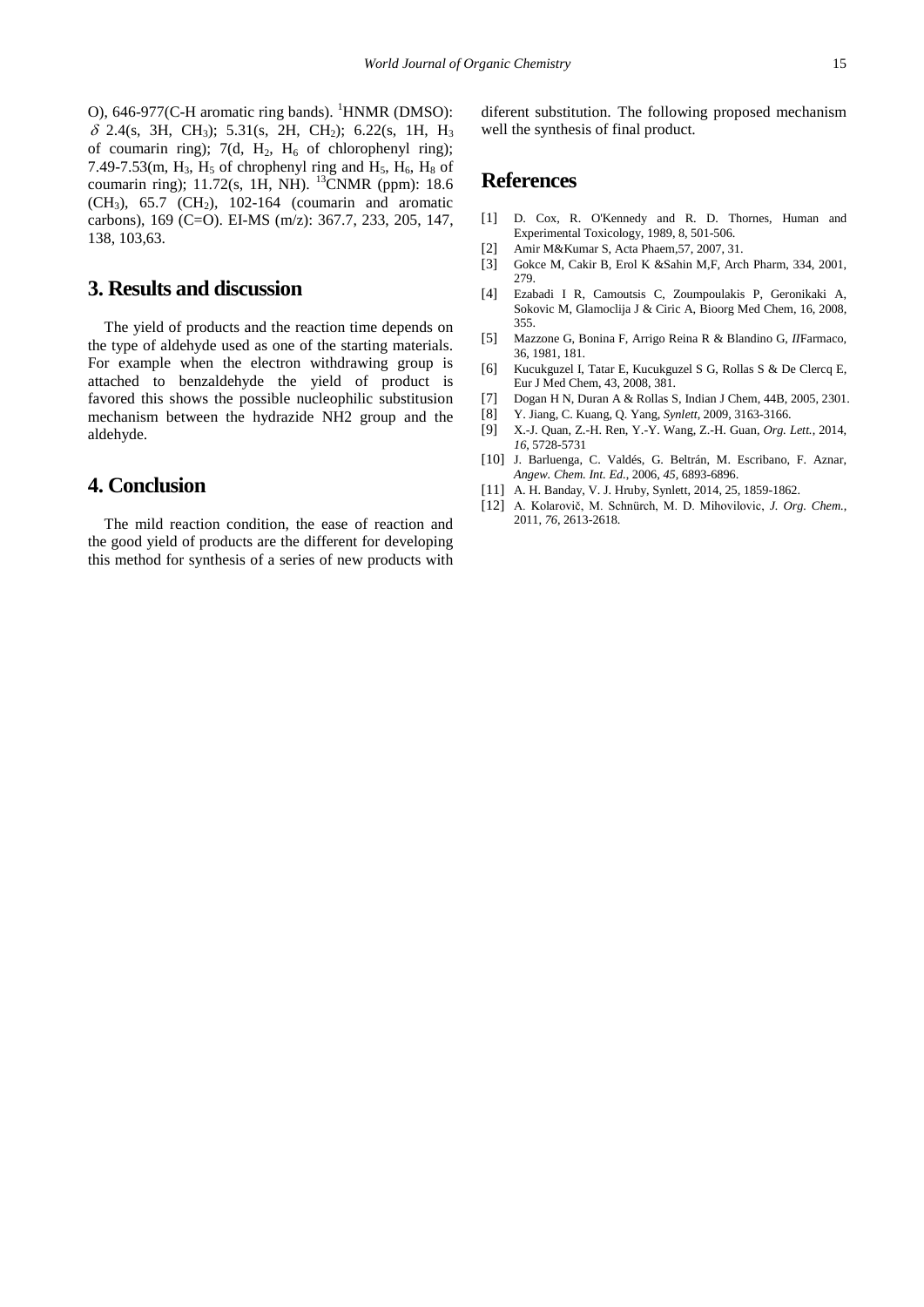O), 646-977(C-H aromatic ring bands). $^{1}$HNMR (DMSO): $\delta$ 2.4(s, 3H, $CH_3$); 5.31(s, 2H, $CH_2$); 6.22(s, 1H, $H_3$ of coumarin ring); 7(d, $H_2$, $H_6$ of chlorophenyl ring); 7.49-7.53(m, $H_3$, $H_5$ of chrophenyl ring and $H_5$, $H_6$, $H_8$ of coumarin ring); 11.72(s, 1H, NH). $^{13}$CNMR (ppm): 18.6 ($CH_3$), 65.7 ($CH_2$), 102-164 (coumarin and aromatic carbons), 169 (C=O). EI-MS (m/z): 367.7, 233, 205, 147, 138, 103,63.

## 3. Results and discussion

The yield of products and the reaction time depends on the type of aldehyde used as one of the starting materials. For example when the electron withdrawing group is attached to benzaldehyde the yield of product is favored this shows the possible nucleophilic substitusion mechanism between the hydrazide NH2 group and the aldehyde.

## 4. Conclusion

The mild reaction condition, the ease of reaction and the good yield of products are the different for developing this method for synthesis of a series of new products with diferent substitution. The following proposed mechanism well the synthesis of final product.

## References

[1] D. Cox, R. O'Kennedy and R. D. Thornes, Human and Experimental Toxicology, 1989, 8, 501-506.

[2] Amir M&Kumar S, Acta Phaem,57, 2007, 31.

[3] Gokce M, Cakir B, Erol K &Sahin M,F, Arch Pharm, 334, 2001, 279.

[4] Ezabadi I R, Camoutsis C, Zoumpoulakis P, Geronikaki A, Sokovic M, Glamoclija J & Ciric A, Bioorg Med Chem, 16, 2008, 355.

[5] Mazzone G, Bonina F, Arrigo Reina R & Blandino G, *II*Farmaco, 36, 1981, 181.

[6] Kucukguzel I, Tatar E, Kucukguzel S G, Rollas S & De Clercq E, Eur J Med Chem, 43, 2008, 381.

[7] Dogan H N, Duran A & Rollas S, Indian J Chem, 44B, 2005, 2301.

[8] Y. Jiang, C. Kuang, Q. Yang, *Synlett*, 2009, 3163-3166.

[9] X.-J. Quan, Z.-H. Ren, Y.-Y. Wang, Z.-H. Guan, *Org. Lett.*, 2014, *16*, 5728-5731

[10] J. Barluenga, C. Valdés, G. Beltrán, M. Escribano, F. Aznar, *Angew. Chem. Int. Ed.*, 2006, *45*, 6893-6896.

[11] A. H. Banday, V. J. Hruby, Synlett, 2014, 25, 1859-1862.

[12] A. Kolarovič, M. Schnürch, M. D. Mihovilovic, *J. Org. Chem.*, 2011, *76*, 2613-2618.